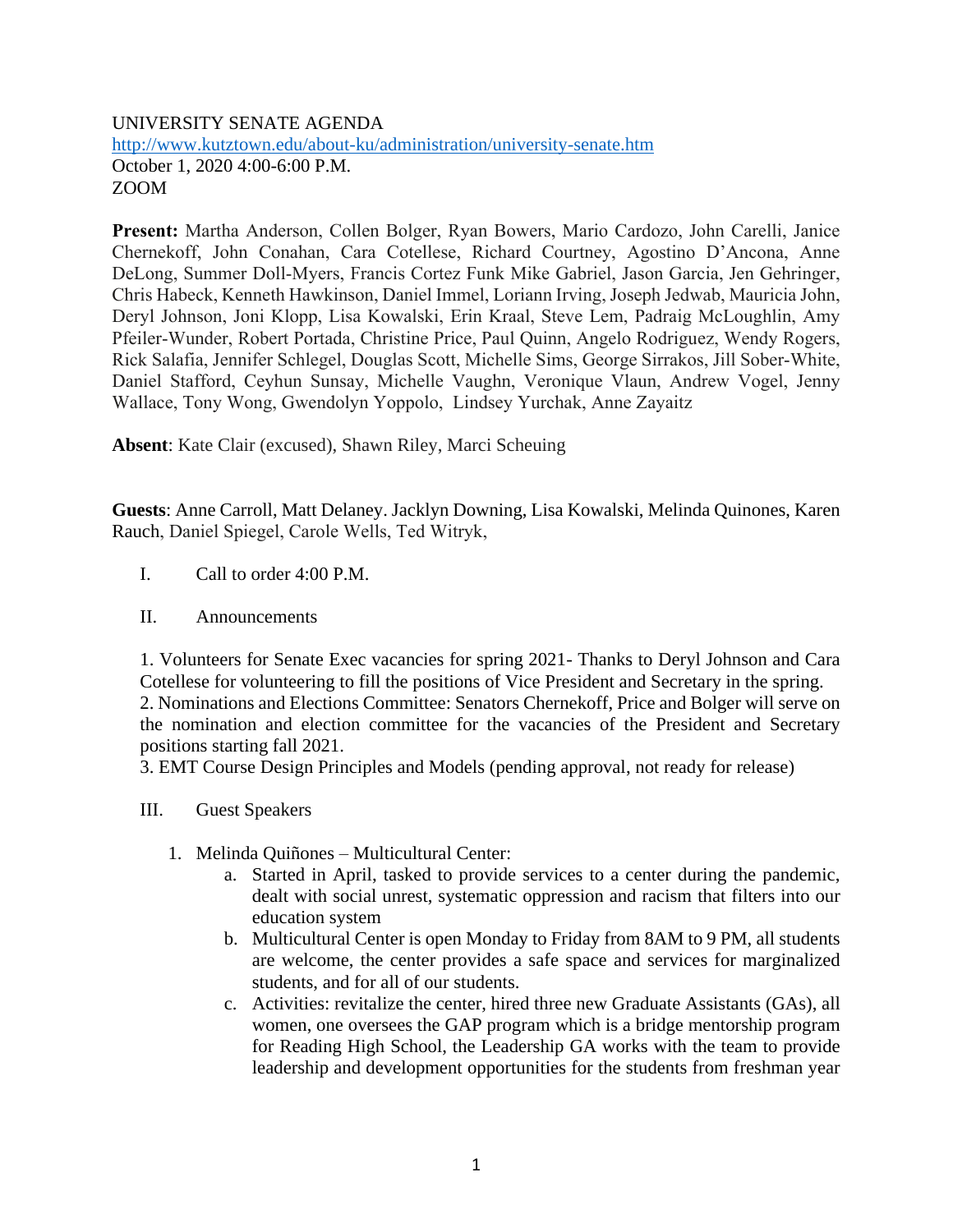UNIVERSITY SENATE AGENDA
http://www.kutztown.edu/about-ku/administration/university-senate.htm
October 1, 2020 4:00-6:00 P.M.
ZOOM

**Present:** Martha Anderson, Collen Bolger, Ryan Bowers, Mario Cardozo, John Carelli, Janice Chernekoff, John Conahan, Cara Cotellese, Richard Courtney, Agostino D'Ancona, Anne DeLong, Summer Doll-Myers, Francis Cortez Funk Mike Gabriel, Jason Garcia, Jen Gehringer, Chris Habeck, Kenneth Hawkinson, Daniel Immel, Loriann Irving, Joseph Jedwab, Mauricia John, Deryl Johnson, Joni Klopp, Lisa Kowalski, Erin Kraal, Steve Lem, Padraig McLoughlin, Amy Pfeiler-Wunder, Robert Portada, Christine Price, Paul Quinn, Angelo Rodriguez, Wendy Rogers, Rick Salafia, Jennifer Schlegel, Douglas Scott, Michelle Sims, George Sirrakos, Jill Sober-White, Daniel Stafford, Ceyhun Sunsay, Michelle Vaughn, Veronique Vlaun, Andrew Vogel, Jenny Wallace, Tony Wong, Gwendolyn Yoppolo, Lindsey Yurchak, Anne Zayaitz

**Absent**: Kate Clair (excused), Shawn Riley, Marci Scheuing

**Guests**: Anne Carroll, Matt Delaney. Jacklyn Downing, Lisa Kowalski, Melinda Quinones, Karen Rauch, Daniel Spiegel, Carole Wells, Ted Witryk,

I. Call to order 4:00 P.M.

II. Announcements

1. Volunteers for Senate Exec vacancies for spring 2021- Thanks to Deryl Johnson and Cara Cotellese for volunteering to fill the positions of Vice President and Secretary in the spring.
2. Nominations and Elections Committee: Senators Chernekoff, Price and Bolger will serve on the nomination and election committee for the vacancies of the President and Secretary positions starting fall 2021.
3. EMT Course Design Principles and Models (pending approval, not ready for release)

III. Guest Speakers

1. Melinda Quiñones – Multicultural Center:
   a. Started in April, tasked to provide services to a center during the pandemic, dealt with social unrest, systematic oppression and racism that filters into our education system
   b. Multicultural Center is open Monday to Friday from 8AM to 9 PM, all students are welcome, the center provides a safe space and services for marginalized students, and for all of our students.
   c. Activities: revitalize the center, hired three new Graduate Assistants (GAs), all women, one oversees the GAP program which is a bridge mentorship program for Reading High School, the Leadership GA works with the team to provide leadership and development opportunities for the students from freshman year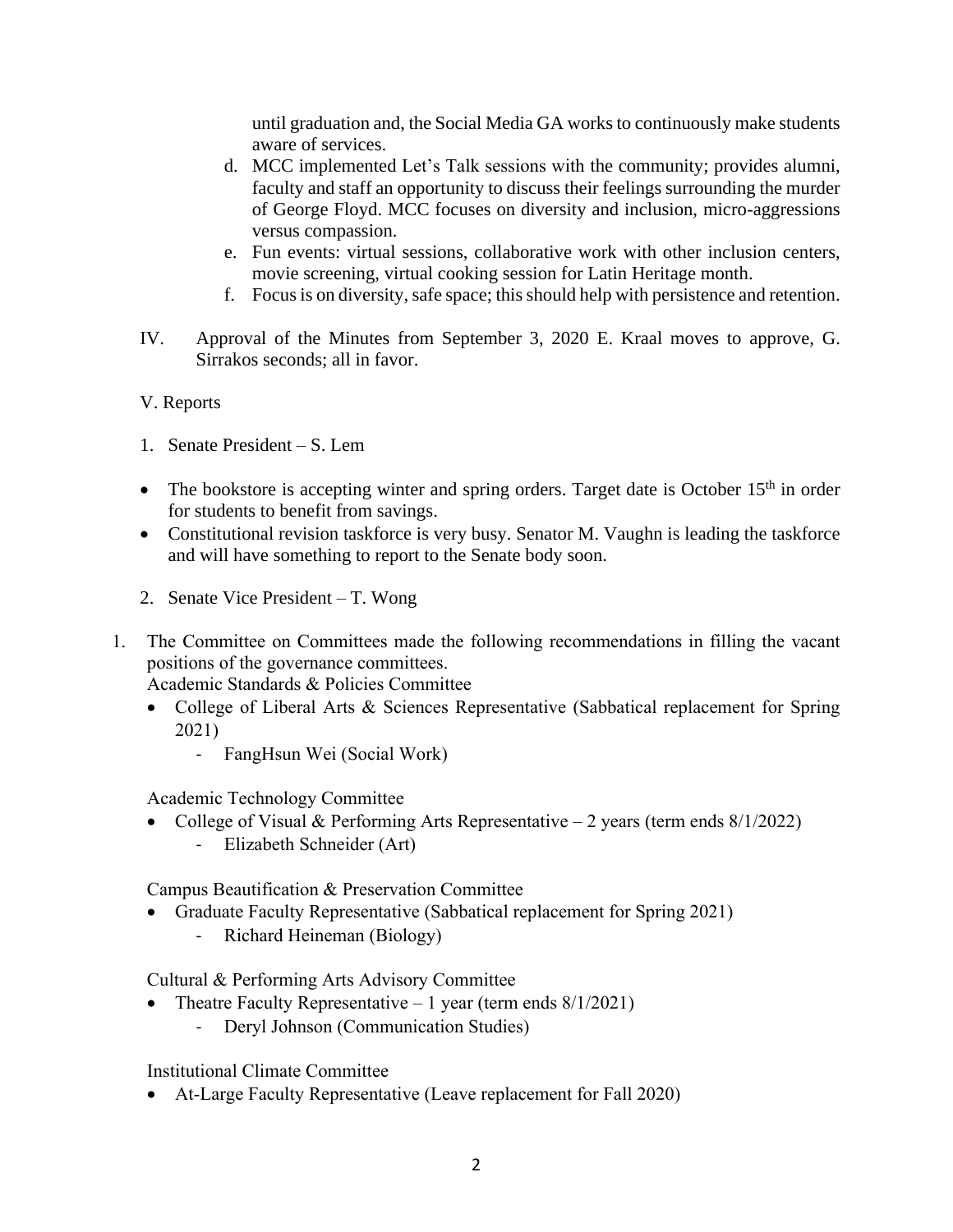until graduation and, the Social Media GA works to continuously make students aware of services.

d. MCC implemented Let's Talk sessions with the community; provides alumni, faculty and staff an opportunity to discuss their feelings surrounding the murder of George Floyd. MCC focuses on diversity and inclusion, micro-aggressions versus compassion.

e. Fun events: virtual sessions, collaborative work with other inclusion centers, movie screening, virtual cooking session for Latin Heritage month.

f. Focus is on diversity, safe space; this should help with persistence and retention.

IV. Approval of the Minutes from September 3, 2020 E. Kraal moves to approve, G. Sirrakos seconds; all in favor.

V. Reports

1. Senate President – S. Lem

- The bookstore is accepting winter and spring orders. Target date is October 15th in order for students to benefit from savings.
- Constitutional revision taskforce is very busy. Senator M. Vaughn is leading the taskforce and will have something to report to the Senate body soon.

2. Senate Vice President – T. Wong

1. The Committee on Committees made the following recommendations in filling the vacant positions of the governance committees.

   Academic Standards & Policies Committee
   - College of Liberal Arts & Sciences Representative (Sabbatical replacement for Spring 2021)
     - FangHsun Wei (Social Work)

   Academic Technology Committee
   - College of Visual & Performing Arts Representative – 2 years (term ends 8/1/2022)
     - Elizabeth Schneider (Art)

   Campus Beautification & Preservation Committee
   - Graduate Faculty Representative (Sabbatical replacement for Spring 2021)
     - Richard Heineman (Biology)

   Cultural & Performing Arts Advisory Committee
   - Theatre Faculty Representative – 1 year (term ends 8/1/2021)
     - Deryl Johnson (Communication Studies)

   Institutional Climate Committee
   - At-Large Faculty Representative (Leave replacement for Fall 2020)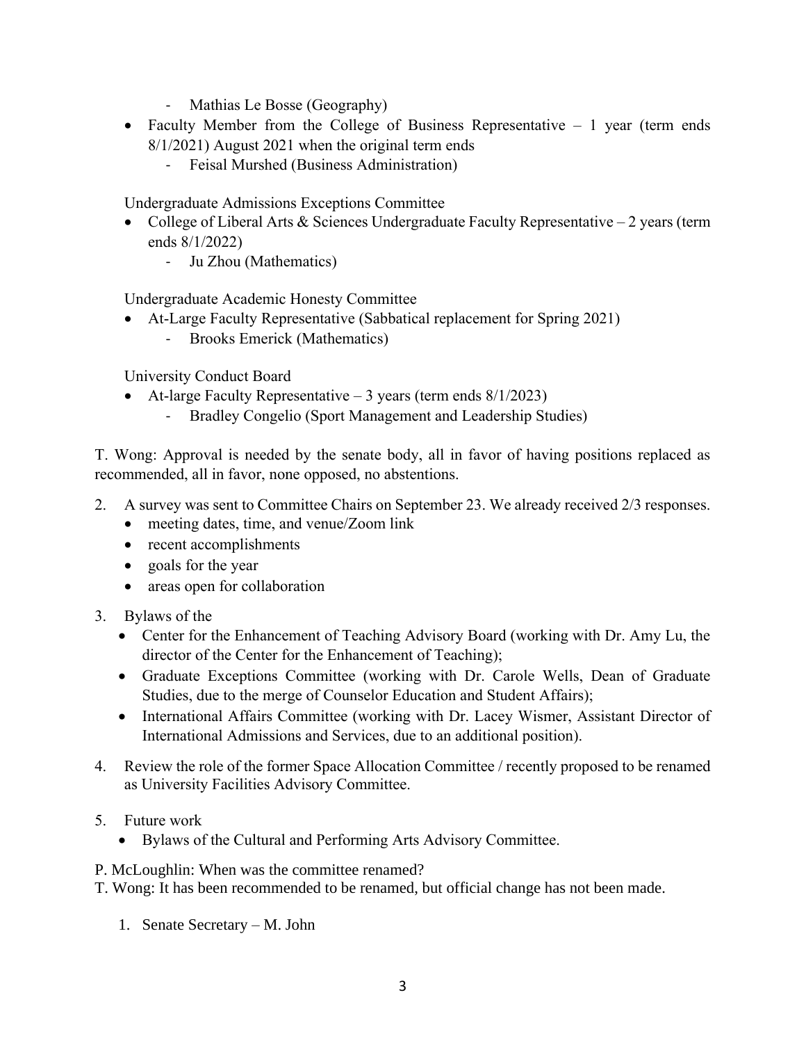- Mathias Le Bosse (Geography)

- Faculty Member from the College of Business Representative – 1 year (term ends 8/1/2021) August 2021 when the original term ends
  - Feisal Murshed (Business Administration)

Undergraduate Admissions Exceptions Committee

- College of Liberal Arts & Sciences Undergraduate Faculty Representative – 2 years (term ends 8/1/2022)
  - Ju Zhou (Mathematics)

Undergraduate Academic Honesty Committee

- At-Large Faculty Representative (Sabbatical replacement for Spring 2021)
  - Brooks Emerick (Mathematics)

University Conduct Board

- At-large Faculty Representative – 3 years (term ends 8/1/2023)
  - Bradley Congelio (Sport Management and Leadership Studies)

T. Wong: Approval is needed by the senate body, all in favor of having positions replaced as recommended, all in favor, none opposed, no abstentions.

2. A survey was sent to Committee Chairs on September 23. We already received 2/3 responses.
   - meeting dates, time, and venue/Zoom link
   - recent accomplishments
   - goals for the year
   - areas open for collaboration
3. Bylaws of the
   - Center for the Enhancement of Teaching Advisory Board (working with Dr. Amy Lu, the director of the Center for the Enhancement of Teaching);
   - Graduate Exceptions Committee (working with Dr. Carole Wells, Dean of Graduate Studies, due to the merge of Counselor Education and Student Affairs);
   - International Affairs Committee (working with Dr. Lacey Wismer, Assistant Director of International Admissions and Services, due to an additional position).
4. Review the role of the former Space Allocation Committee / recently proposed to be renamed as University Facilities Advisory Committee.
5. Future work
   - Bylaws of the Cultural and Performing Arts Advisory Committee.

P. McLoughlin: When was the committee renamed?

T. Wong: It has been recommended to be renamed, but official change has not been made.

1. Senate Secretary – M. John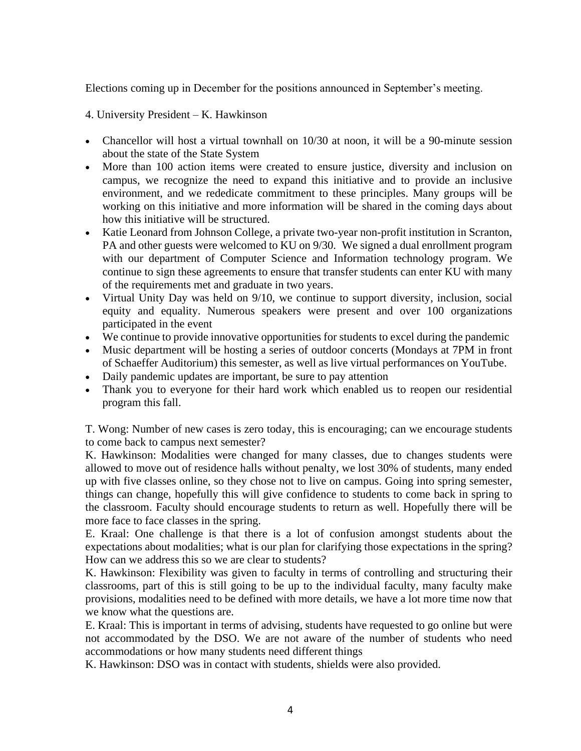Elections coming up in December for the positions announced in September's meeting.

4. University President – K. Hawkinson

- Chancellor will host a virtual townhall on 10/30 at noon, it will be a 90-minute session about the state of the State System
- More than 100 action items were created to ensure justice, diversity and inclusion on campus, we recognize the need to expand this initiative and to provide an inclusive environment, and we rededicate commitment to these principles. Many groups will be working on this initiative and more information will be shared in the coming days about how this initiative will be structured.
- Katie Leonard from Johnson College, a private two-year non-profit institution in Scranton, PA and other guests were welcomed to KU on 9/30. We signed a dual enrollment program with our department of Computer Science and Information technology program. We continue to sign these agreements to ensure that transfer students can enter KU with many of the requirements met and graduate in two years.
- Virtual Unity Day was held on 9/10, we continue to support diversity, inclusion, social equity and equality. Numerous speakers were present and over 100 organizations participated in the event
- We continue to provide innovative opportunities for students to excel during the pandemic
- Music department will be hosting a series of outdoor concerts (Mondays at 7PM in front of Schaeffer Auditorium) this semester, as well as live virtual performances on YouTube.
- Daily pandemic updates are important, be sure to pay attention
- Thank you to everyone for their hard work which enabled us to reopen our residential program this fall.

T. Wong: Number of new cases is zero today, this is encouraging; can we encourage students to come back to campus next semester?
K. Hawkinson: Modalities were changed for many classes, due to changes students were allowed to move out of residence halls without penalty, we lost 30% of students, many ended up with five classes online, so they chose not to live on campus. Going into spring semester, things can change, hopefully this will give confidence to students to come back in spring to the classroom. Faculty should encourage students to return as well. Hopefully there will be more face to face classes in the spring.
E. Kraal: One challenge is that there is a lot of confusion amongst students about the expectations about modalities; what is our plan for clarifying those expectations in the spring? How can we address this so we are clear to students?
K. Hawkinson: Flexibility was given to faculty in terms of controlling and structuring their classrooms, part of this is still going to be up to the individual faculty, many faculty make provisions, modalities need to be defined with more details, we have a lot more time now that we know what the questions are.
E. Kraal: This is important in terms of advising, students have requested to go online but were not accommodated by the DSO. We are not aware of the number of students who need accommodations or how many students need different things
K. Hawkinson: DSO was in contact with students, shields were also provided.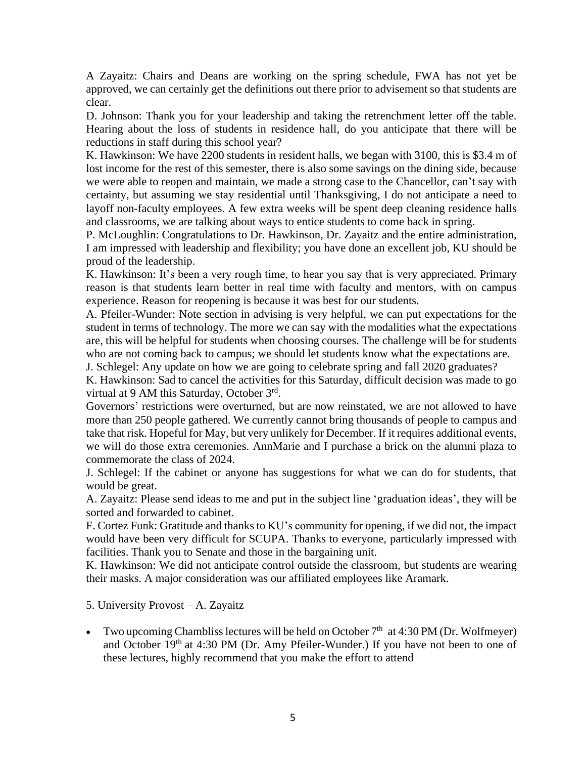A Zayaitz: Chairs and Deans are working on the spring schedule, FWA has not yet be approved, we can certainly get the definitions out there prior to advisement so that students are clear.

D. Johnson: Thank you for your leadership and taking the retrenchment letter off the table. Hearing about the loss of students in residence hall, do you anticipate that there will be reductions in staff during this school year?

K. Hawkinson: We have 2200 students in resident halls, we began with 3100, this is $3.4 m of lost income for the rest of this semester, there is also some savings on the dining side, because we were able to reopen and maintain, we made a strong case to the Chancellor, can't say with certainty, but assuming we stay residential until Thanksgiving, I do not anticipate a need to layoff non-faculty employees. A few extra weeks will be spent deep cleaning residence halls and classrooms, we are talking about ways to entice students to come back in spring.

P. McLoughlin: Congratulations to Dr. Hawkinson, Dr. Zayaitz and the entire administration, I am impressed with leadership and flexibility; you have done an excellent job, KU should be proud of the leadership.

K. Hawkinson: It's been a very rough time, to hear you say that is very appreciated. Primary reason is that students learn better in real time with faculty and mentors, with on campus experience. Reason for reopening is because it was best for our students.

A. Pfeiler-Wunder: Note section in advising is very helpful, we can put expectations for the student in terms of technology. The more we can say with the modalities what the expectations are, this will be helpful for students when choosing courses. The challenge will be for students who are not coming back to campus; we should let students know what the expectations are.

J. Schlegel: Any update on how we are going to celebrate spring and fall 2020 graduates?

K. Hawkinson: Sad to cancel the activities for this Saturday, difficult decision was made to go virtual at 9 AM this Saturday, October 3rd.

Governors' restrictions were overturned, but are now reinstated, we are not allowed to have more than 250 people gathered. We currently cannot bring thousands of people to campus and take that risk. Hopeful for May, but very unlikely for December. If it requires additional events, we will do those extra ceremonies. AnnMarie and I purchase a brick on the alumni plaza to commemorate the class of 2024.

J. Schlegel: If the cabinet or anyone has suggestions for what we can do for students, that would be great.

A. Zayaitz: Please send ideas to me and put in the subject line 'graduation ideas', they will be sorted and forwarded to cabinet.

F. Cortez Funk: Gratitude and thanks to KU's community for opening, if we did not, the impact would have been very difficult for SCUPA. Thanks to everyone, particularly impressed with facilities. Thank you to Senate and those in the bargaining unit.

K. Hawkinson: We did not anticipate control outside the classroom, but students are wearing their masks. A major consideration was our affiliated employees like Aramark.

5. University Provost – A. Zayaitz

- Two upcoming Chambliss lectures will be held on October 7th at 4:30 PM (Dr. Wolfmeyer) and October 19th at 4:30 PM (Dr. Amy Pfeiler-Wunder.) If you have not been to one of these lectures, highly recommend that you make the effort to attend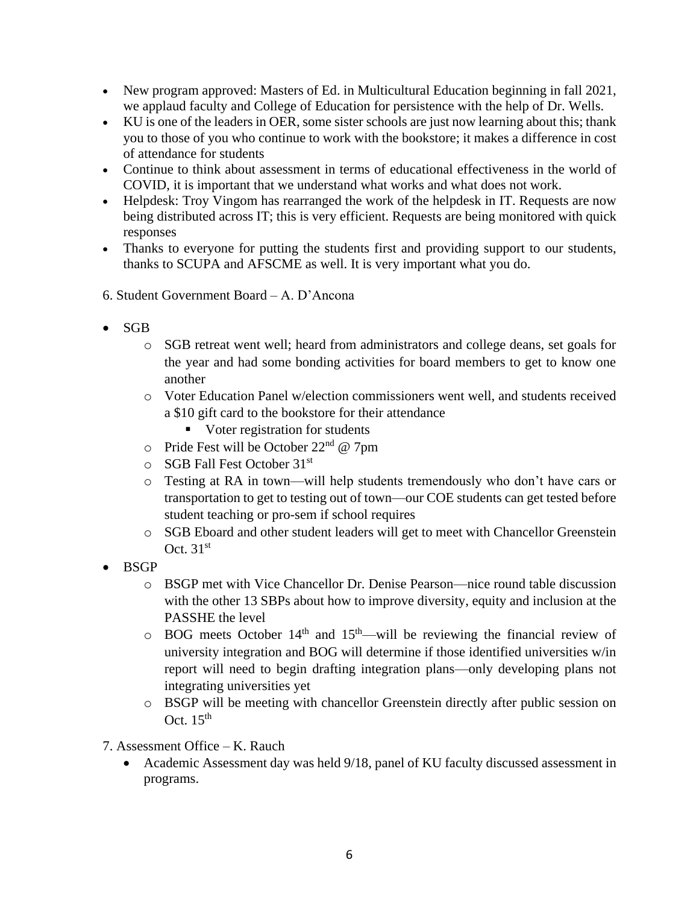- New program approved: Masters of Ed. in Multicultural Education beginning in fall 2021, we applaud faculty and College of Education for persistence with the help of Dr. Wells.
- KU is one of the leaders in OER, some sister schools are just now learning about this; thank you to those of you who continue to work with the bookstore; it makes a difference in cost of attendance for students
- Continue to think about assessment in terms of educational effectiveness in the world of COVID, it is important that we understand what works and what does not work.
- Helpdesk: Troy Vingom has rearranged the work of the helpdesk in IT. Requests are now being distributed across IT; this is very efficient. Requests are being monitored with quick responses
- Thanks to everyone for putting the students first and providing support to our students, thanks to SCUPA and AFSCME as well. It is very important what you do.

6. Student Government Board – A. D'Ancona

- SGB
  - SGB retreat went well; heard from administrators and college deans, set goals for the year and had some bonding activities for board members to get to know one another
  - Voter Education Panel w/election commissioners went well, and students received a $10 gift card to the bookstore for their attendance
    - Voter registration for students
  - Pride Fest will be October 22nd @ 7pm
  - SGB Fall Fest October 31st
  - Testing at RA in town—will help students tremendously who don't have cars or transportation to get to testing out of town—our COE students can get tested before student teaching or pro-sem if school requires
  - SGB Eboard and other student leaders will get to meet with Chancellor Greenstein Oct. 31st
- BSGP
  - BSGP met with Vice Chancellor Dr. Denise Pearson—nice round table discussion with the other 13 SBPs about how to improve diversity, equity and inclusion at the PASSHE the level
  - BOG meets October 14th and 15th—will be reviewing the financial review of university integration and BOG will determine if those identified universities w/in report will need to begin drafting integration plans—only developing plans not integrating universities yet
  - BSGP will be meeting with chancellor Greenstein directly after public session on Oct. 15th

7. Assessment Office – K. Rauch

- Academic Assessment day was held 9/18, panel of KU faculty discussed assessment in programs.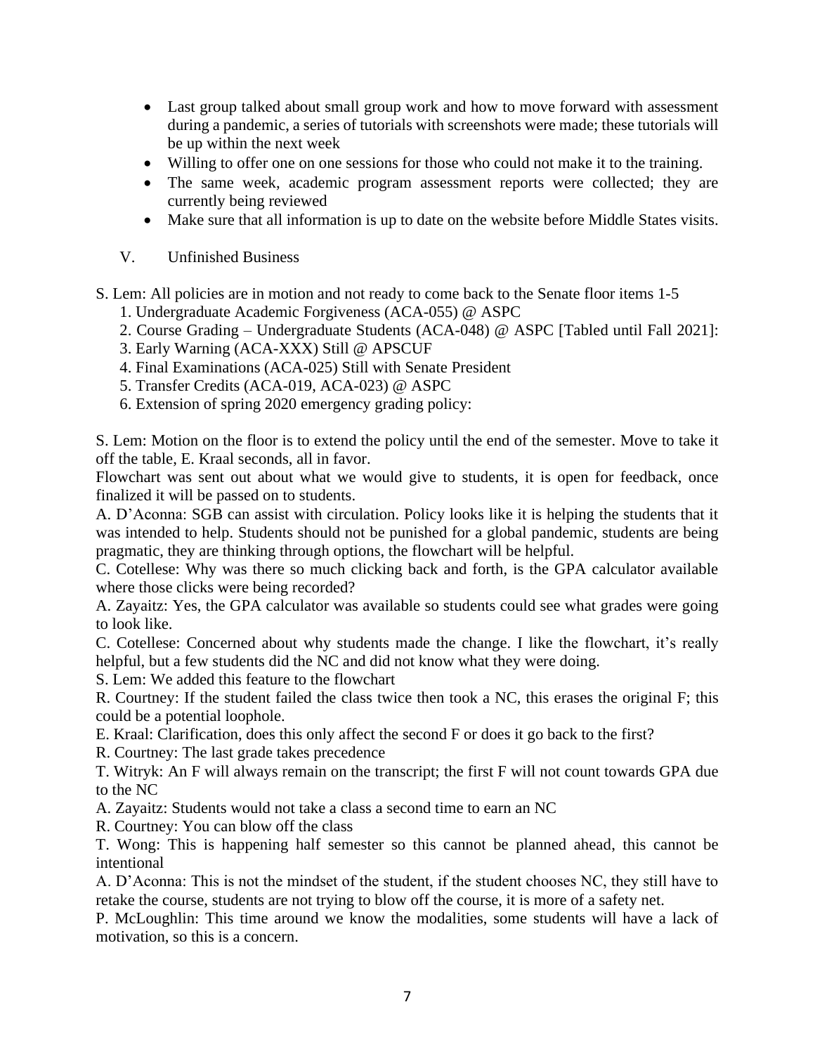- Last group talked about small group work and how to move forward with assessment during a pandemic, a series of tutorials with screenshots were made; these tutorials will be up within the next week
- Willing to offer one on one sessions for those who could not make it to the training.
- The same week, academic program assessment reports were collected; they are currently being reviewed
- Make sure that all information is up to date on the website before Middle States visits.

V. Unfinished Business

S. Lem: All policies are in motion and not ready to come back to the Senate floor items 1-5

1. Undergraduate Academic Forgiveness (ACA-055) @ ASPC
2. Course Grading – Undergraduate Students (ACA-048) @ ASPC [Tabled until Fall 2021]:
3. Early Warning (ACA-XXX) Still @ APSCUF
4. Final Examinations (ACA-025) Still with Senate President
5. Transfer Credits (ACA-019, ACA-023) @ ASPC
6. Extension of spring 2020 emergency grading policy:

S. Lem: Motion on the floor is to extend the policy until the end of the semester. Move to take it off the table, E. Kraal seconds, all in favor.

Flowchart was sent out about what we would give to students, it is open for feedback, once finalized it will be passed on to students.

A. D'Aconna: SGB can assist with circulation. Policy looks like it is helping the students that it was intended to help. Students should not be punished for a global pandemic, students are being pragmatic, they are thinking through options, the flowchart will be helpful.

C. Cotellese: Why was there so much clicking back and forth, is the GPA calculator available where those clicks were being recorded?

A. Zayaitz: Yes, the GPA calculator was available so students could see what grades were going to look like.

C. Cotellese: Concerned about why students made the change. I like the flowchart, it's really helpful, but a few students did the NC and did not know what they were doing.

S. Lem: We added this feature to the flowchart

R. Courtney: If the student failed the class twice then took a NC, this erases the original F; this could be a potential loophole.

E. Kraal: Clarification, does this only affect the second F or does it go back to the first?

R. Courtney: The last grade takes precedence

T. Witryk: An F will always remain on the transcript; the first F will not count towards GPA due to the NC

A. Zayaitz: Students would not take a class a second time to earn an NC

R. Courtney: You can blow off the class

T. Wong: This is happening half semester so this cannot be planned ahead, this cannot be intentional

A. D'Aconna: This is not the mindset of the student, if the student chooses NC, they still have to retake the course, students are not trying to blow off the course, it is more of a safety net.

P. McLoughlin: This time around we know the modalities, some students will have a lack of motivation, so this is a concern.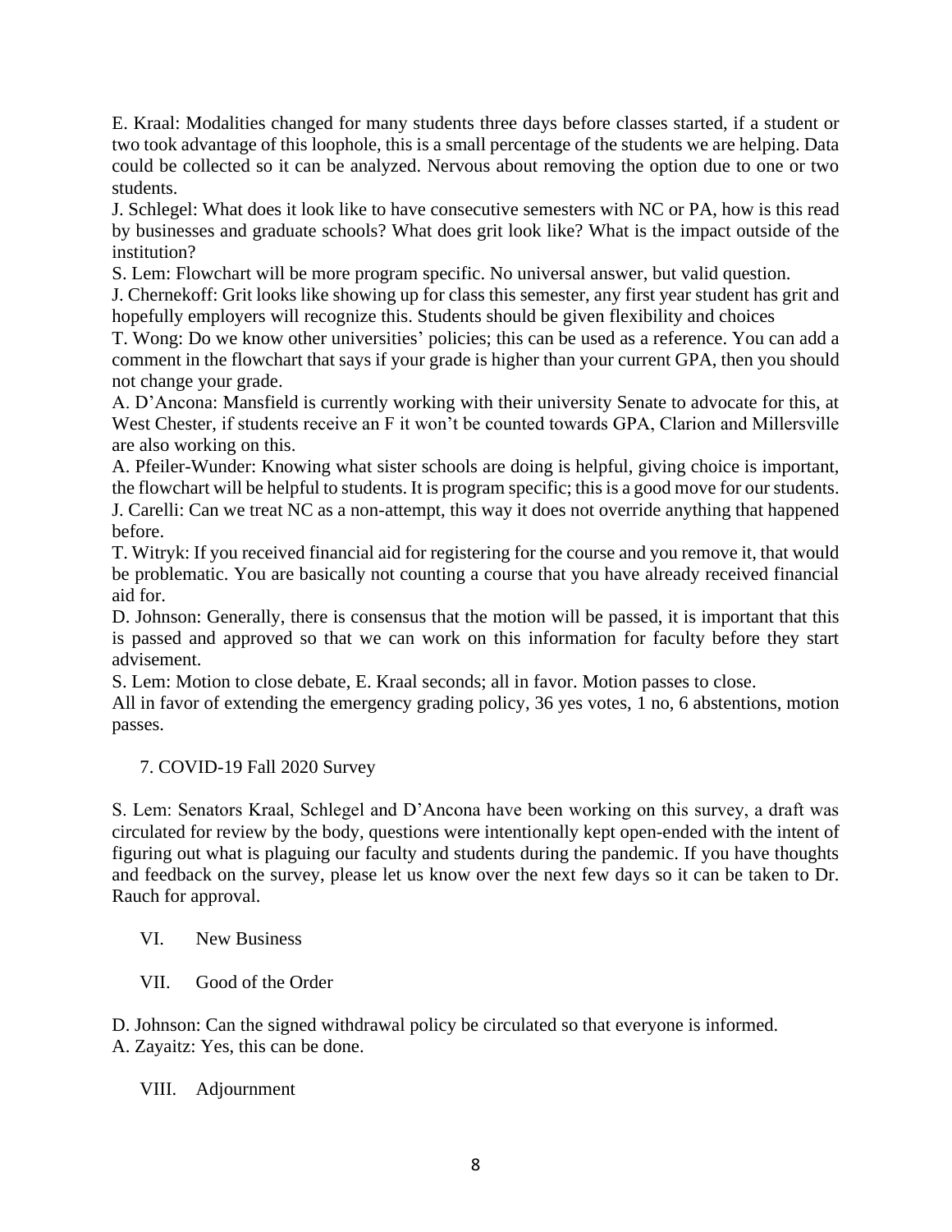E. Kraal: Modalities changed for many students three days before classes started, if a student or two took advantage of this loophole, this is a small percentage of the students we are helping. Data could be collected so it can be analyzed. Nervous about removing the option due to one or two students.

J. Schlegel: What does it look like to have consecutive semesters with NC or PA, how is this read by businesses and graduate schools? What does grit look like? What is the impact outside of the institution?

S. Lem: Flowchart will be more program specific. No universal answer, but valid question.

J. Chernekoff: Grit looks like showing up for class this semester, any first year student has grit and hopefully employers will recognize this. Students should be given flexibility and choices

T. Wong: Do we know other universities' policies; this can be used as a reference. You can add a comment in the flowchart that says if your grade is higher than your current GPA, then you should not change your grade.

A. D'Ancona: Mansfield is currently working with their university Senate to advocate for this, at West Chester, if students receive an F it won't be counted towards GPA, Clarion and Millersville are also working on this.

A. Pfeiler-Wunder: Knowing what sister schools are doing is helpful, giving choice is important, the flowchart will be helpful to students. It is program specific; this is a good move for our students.

J. Carelli: Can we treat NC as a non-attempt, this way it does not override anything that happened before.

T. Witryk: If you received financial aid for registering for the course and you remove it, that would be problematic. You are basically not counting a course that you have already received financial aid for.

D. Johnson: Generally, there is consensus that the motion will be passed, it is important that this is passed and approved so that we can work on this information for faculty before they start advisement.

S. Lem: Motion to close debate, E. Kraal seconds; all in favor. Motion passes to close.

All in favor of extending the emergency grading policy, 36 yes votes, 1 no, 6 abstentions, motion passes.

7. COVID-19 Fall 2020 Survey

S. Lem: Senators Kraal, Schlegel and D'Ancona have been working on this survey, a draft was circulated for review by the body, questions were intentionally kept open-ended with the intent of figuring out what is plaguing our faculty and students during the pandemic. If you have thoughts and feedback on the survey, please let us know over the next few days so it can be taken to Dr. Rauch for approval.

VI. New Business

VII. Good of the Order

D. Johnson: Can the signed withdrawal policy be circulated so that everyone is informed.

A. Zayaitz: Yes, this can be done.

VIII. Adjournment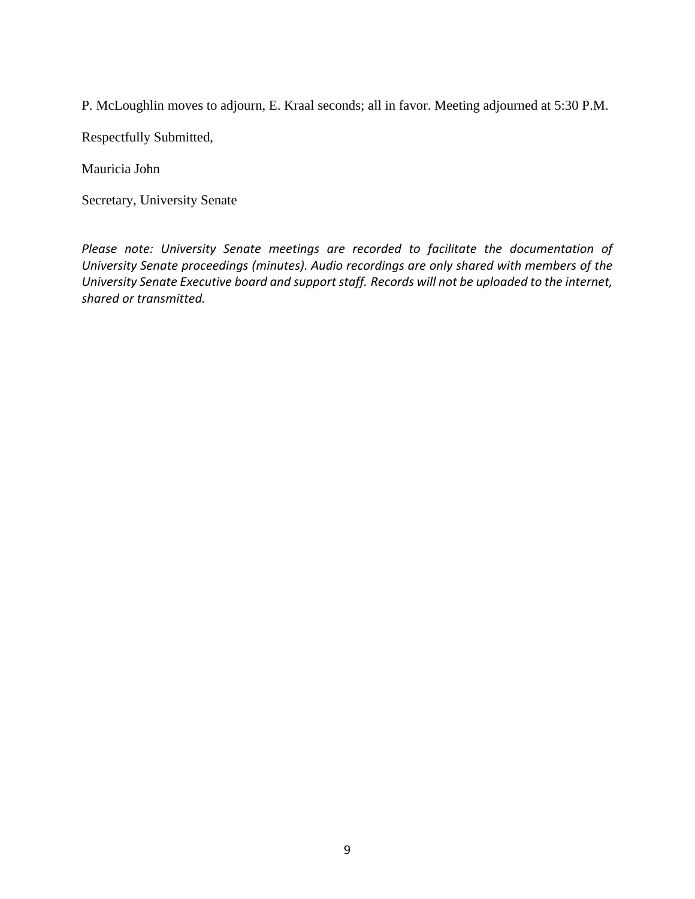P. McLoughlin moves to adjourn, E. Kraal seconds; all in favor. Meeting adjourned at 5:30 P.M.

Respectfully Submitted,

Mauricia John

Secretary, University Senate

*Please note: University Senate meetings are recorded to facilitate the documentation of University Senate proceedings (minutes). Audio recordings are only shared with members of the University Senate Executive board and support staff. Records will not be uploaded to the internet, shared or transmitted.*